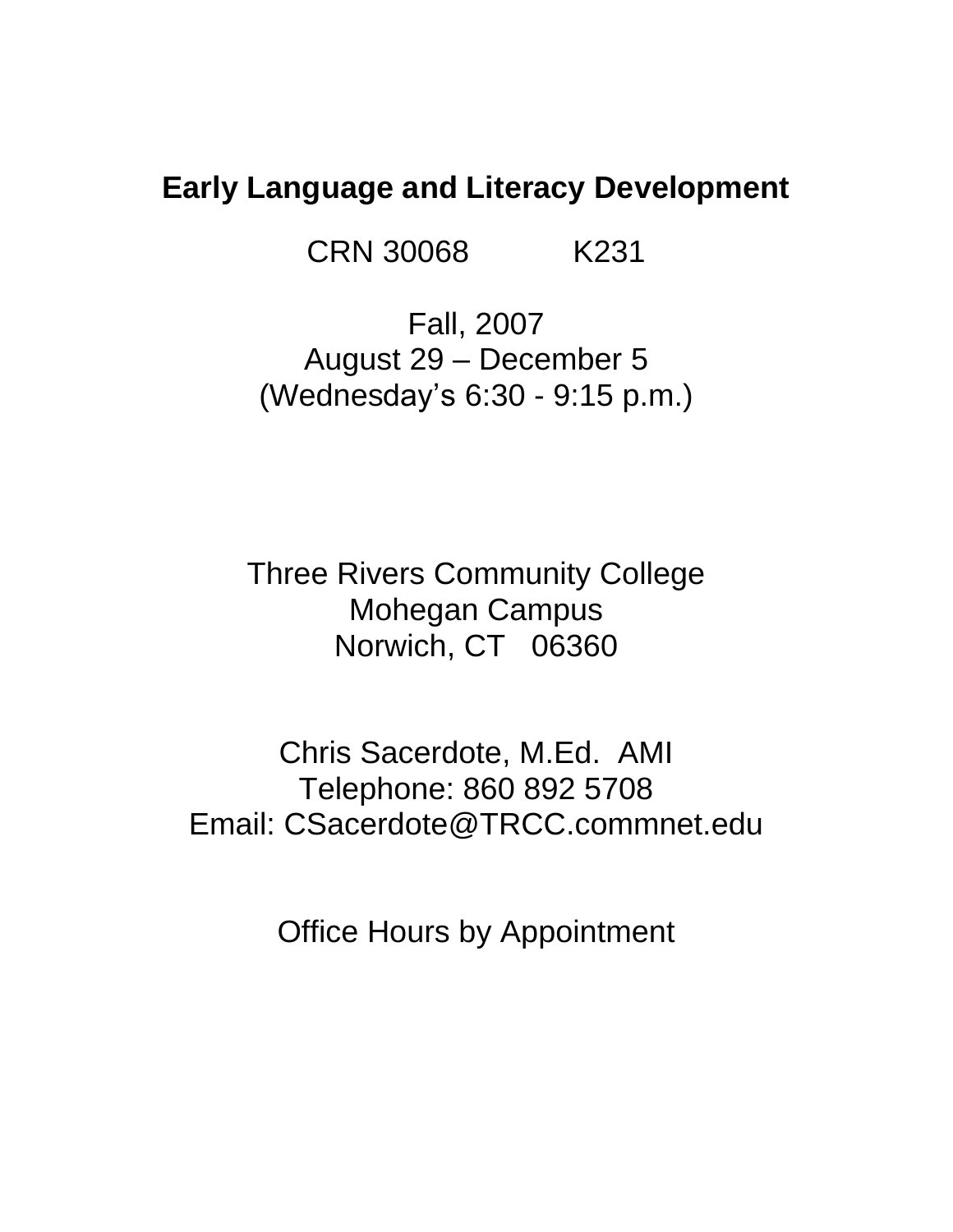# Early Language and Literacy Development

CRN 30068 K231

Fall, 2007
August 29 – December 5
(Wednesday's 6:30 - 9:15 p.m.)

Three Rivers Community College
Mohegan Campus
Norwich, CT 06360

Chris Sacerdote, M.Ed. AMI
Telephone: 860 892 5708
Email: CSacerdote@TRCC.commnet.edu

Office Hours by Appointment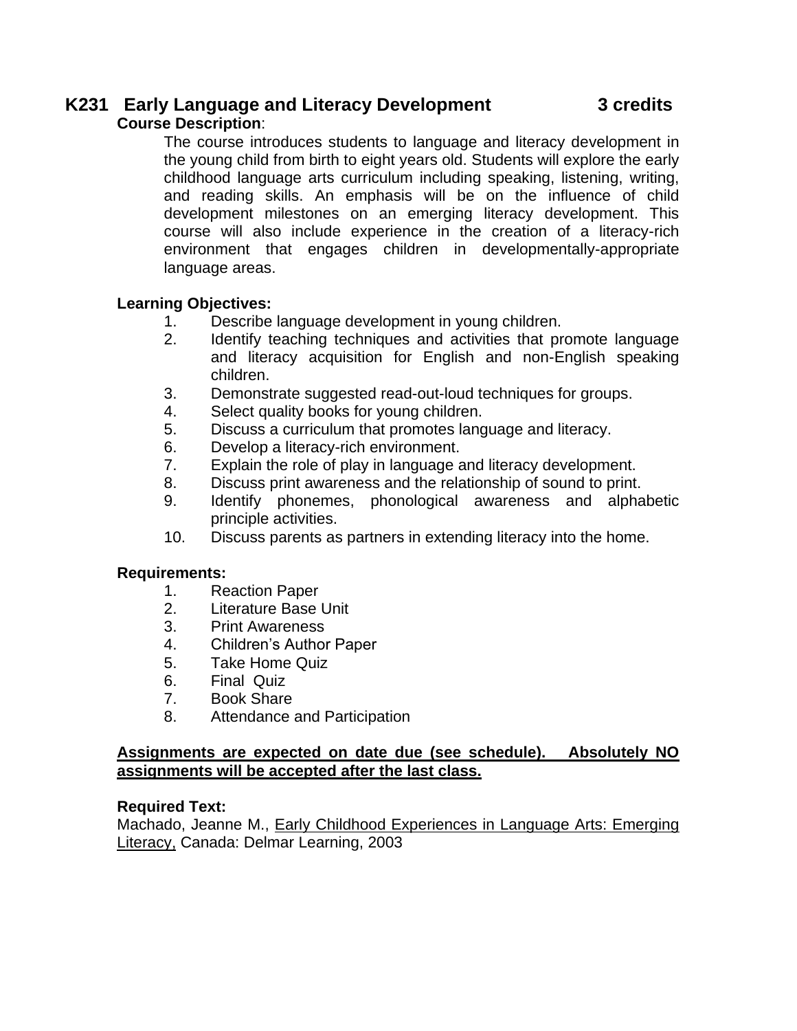## K231 Early Language and Literacy Development 3 credits

**Course Description**:

The course introduces students to language and literacy development in the young child from birth to eight years old. Students will explore the early childhood language arts curriculum including speaking, listening, writing, and reading skills. An emphasis will be on the influence of child development milestones on an emerging literacy development. This course will also include experience in the creation of a literacy-rich environment that engages children in developmentally-appropriate language areas.

**Learning Objectives:**

1. Describe language development in young children.
2. Identify teaching techniques and activities that promote language and literacy acquisition for English and non-English speaking children.
3. Demonstrate suggested read-out-loud techniques for groups.
4. Select quality books for young children.
5. Discuss a curriculum that promotes language and literacy.
6. Develop a literacy-rich environment.
7. Explain the role of play in language and literacy development.
8. Discuss print awareness and the relationship of sound to print.
9. Identify phonemes, phonological awareness and alphabetic principle activities.
10. Discuss parents as partners in extending literacy into the home.

**Requirements:**

1. Reaction Paper
2. Literature Base Unit
3. Print Awareness
4. Children's Author Paper
5. Take Home Quiz
6. Final Quiz
7. Book Share
8. Attendance and Participation

**Assignments are expected on date due (see schedule). Absolutely NO assignments will be accepted after the last class.**

**Required Text:**

Machado, Jeanne M., Early Childhood Experiences in Language Arts: Emerging Literacy, Canada: Delmar Learning, 2003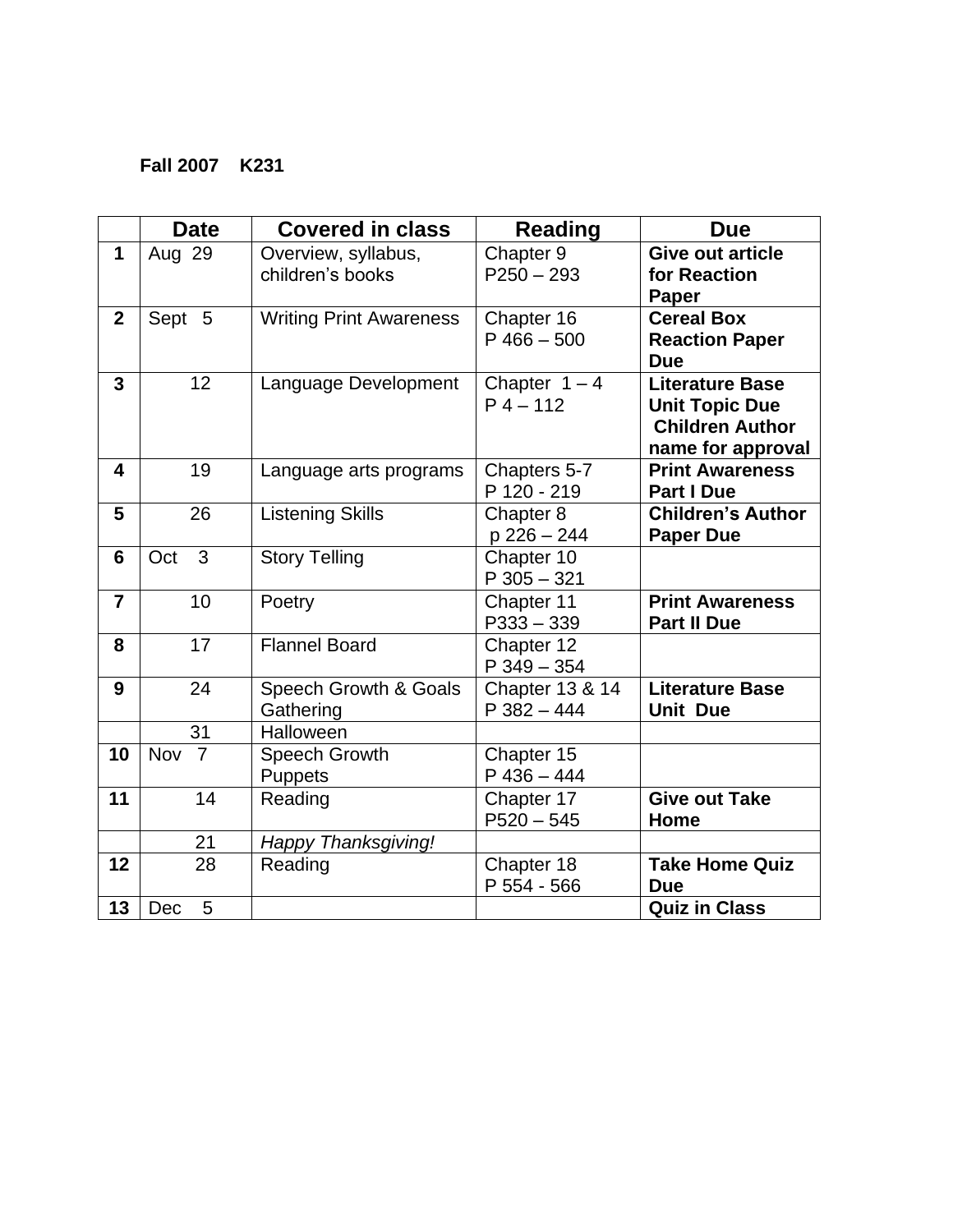**Fall 2007 K231**

| | Date | Covered in class | Reading | Due |
|---|---|---|---|---|
| **1** | Aug 29 | Overview, syllabus, children's books | Chapter 9 P250 – 293 | **Give out article for Reaction Paper** |
| **2** | Sept 5 | Writing Print Awareness | Chapter 16 P 466 – 500 | **Cereal Box Reaction Paper Due** |
| **3** | 12 | Language Development | Chapter 1 – 4 P 4 – 112 | **Literature Base Unit Topic Due Children Author name for approval** |
| **4** | 19 | Language arts programs | Chapters 5-7 P 120 - 219 | **Print Awareness Part I Due** |
| **5** | 26 | Listening Skills | Chapter 8 p 226 – 244 | **Children's Author Paper Due** |
| **6** | Oct 3 | Story Telling | Chapter 10 P 305 – 321 | |
| **7** | 10 | Poetry | Chapter 11 P333 – 339 | **Print Awareness Part II Due** |
| **8** | 17 | Flannel Board | Chapter 12 P 349 – 354 | |
| **9** | 24 | Speech Growth & Goals Gathering | Chapter 13 & 14 P 382 – 444 | **Literature Base Unit Due** |
| | 31 | Halloween | | |
| **10** | Nov 7 | Speech Growth Puppets | Chapter 15 P 436 – 444 | |
| **11** | 14 | Reading | Chapter 17 P520 – 545 | **Give out Take Home** |
| | 21 | *Happy Thanksgiving!* | | |
| **12** | 28 | Reading | Chapter 18 P 554 - 566 | **Take Home Quiz Due** |
| **13** | Dec 5 | | | **Quiz in Class** |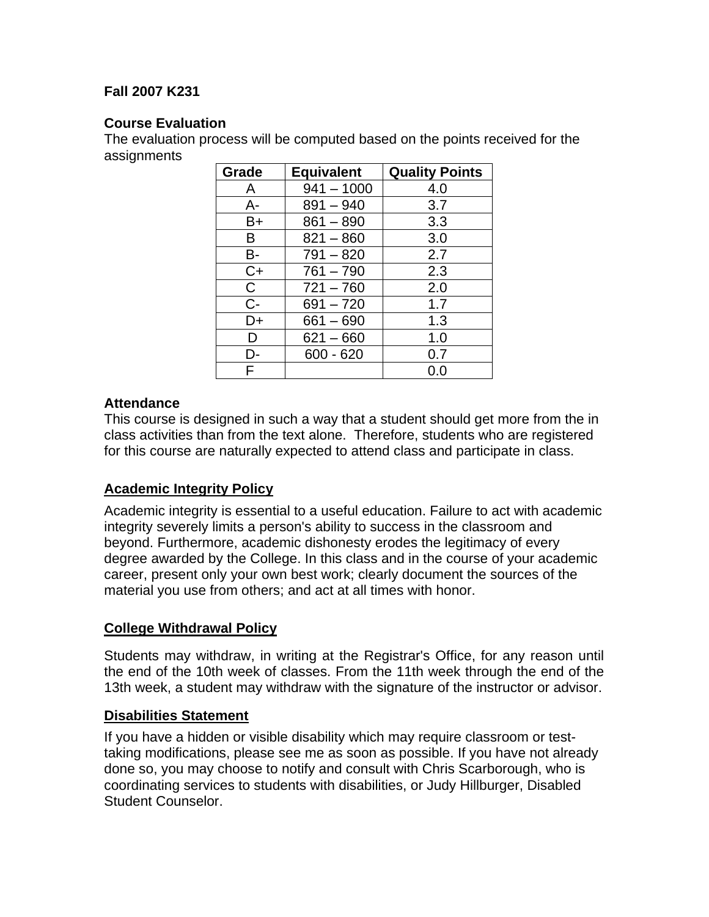**Fall 2007 K231**

**Course Evaluation**

The evaluation process will be computed based on the points received for the assignments

| Grade | Equivalent | Quality Points |
|---|---|---|
| A | 941 – 1000 | 4.0 |
| A- | 891 – 940 | 3.7 |
| B+ | 861 – 890 | 3.3 |
| B | 821 – 860 | 3.0 |
| B- | 791 – 820 | 2.7 |
| C+ | 761 – 790 | 2.3 |
| C | 721 – 760 | 2.0 |
| C- | 691 – 720 | 1.7 |
| D+ | 661 – 690 | 1.3 |
| D | 621 – 660 | 1.0 |
| D- | 600 - 620 | 0.7 |
| F | | 0.0 |

**Attendance**

This course is designed in such a way that a student should get more from the in class activities than from the text alone. Therefore, students who are registered for this course are naturally expected to attend class and participate in class.

**Academic Integrity Policy**

Academic integrity is essential to a useful education. Failure to act with academic integrity severely limits a person's ability to success in the classroom and beyond. Furthermore, academic dishonesty erodes the legitimacy of every degree awarded by the College. In this class and in the course of your academic career, present only your own best work; clearly document the sources of the material you use from others; and act at all times with honor.

**College Withdrawal Policy**

Students may withdraw, in writing at the Registrar's Office, for any reason until the end of the 10th week of classes. From the 11th week through the end of the 13th week, a student may withdraw with the signature of the instructor or advisor.

**Disabilities Statement**

If you have a hidden or visible disability which may require classroom or test-taking modifications, please see me as soon as possible. If you have not already done so, you may choose to notify and consult with Chris Scarborough, who is coordinating services to students with disabilities, or Judy Hillburger, Disabled Student Counselor.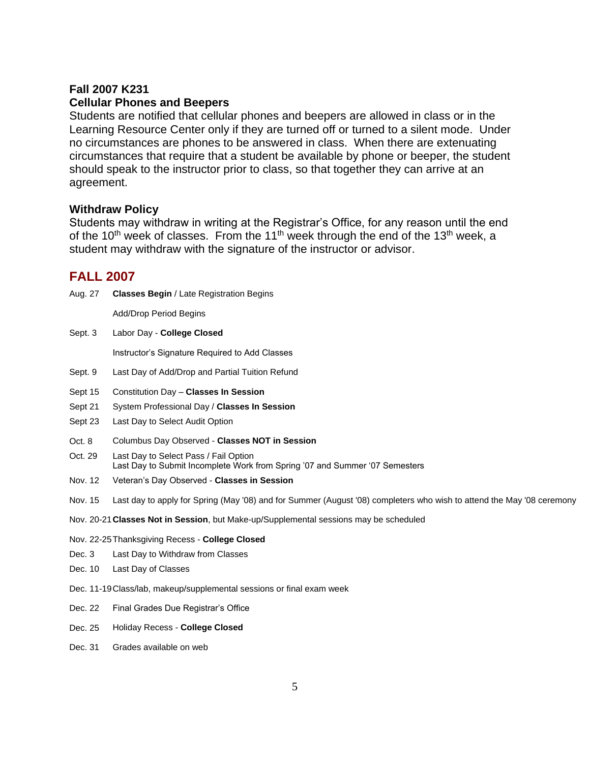**Fall 2007 K231**

### Cellular Phones and Beepers

Students are notified that cellular phones and beepers are allowed in class or in the Learning Resource Center only if they are turned off or turned to a silent mode. Under no circumstances are phones to be answered in class. When there are extenuating circumstances that require that a student be available by phone or beeper, the student should speak to the instructor prior to class, so that together they can arrive at an agreement.

### Withdraw Policy

Students may withdraw in writing at the Registrar's Office, for any reason until the end of the 10th week of classes. From the 11th week through the end of the 13th week, a student may withdraw with the signature of the instructor or advisor.

## FALL 2007

| | |
|---|---|
| Aug. 27 | **Classes Begin** / Late Registration Begins |
| | Add/Drop Period Begins |
| Sept. 3 | Labor Day - **College Closed** |
| | Instructor's Signature Required to Add Classes |
| Sept. 9 | Last Day of Add/Drop and Partial Tuition Refund |
| Sept 15 | Constitution Day – **Classes In Session** |
| Sept 21 | System Professional Day / **Classes In Session** |
| Sept 23 | Last Day to Select Audit Option |
| Oct. 8 | Columbus Day Observed - **Classes NOT in Session** |
| Oct. 29 | Last Day to Select Pass / Fail Option<br>Last Day to Submit Incomplete Work from Spring '07 and Summer '07 Semesters |
| Nov. 12 | Veteran's Day Observed - **Classes in Session** |
| Nov. 15 | Last day to apply for Spring (May '08) and for Summer (August '08) completers who wish to attend the May '08 ceremony |
| Nov. 20-21 | **Classes Not in Session**, but Make-up/Supplemental sessions may be scheduled |
| Nov. 22-25 | Thanksgiving Recess - **College Closed** |
| Dec. 3 | Last Day to Withdraw from Classes |
| Dec. 10 | Last Day of Classes |
| Dec. 11-19 | Class/lab, makeup/supplemental sessions or final exam week |
| Dec. 22 | Final Grades Due Registrar's Office |
| Dec. 25 | Holiday Recess - **College Closed** |
| Dec. 31 | Grades available on web |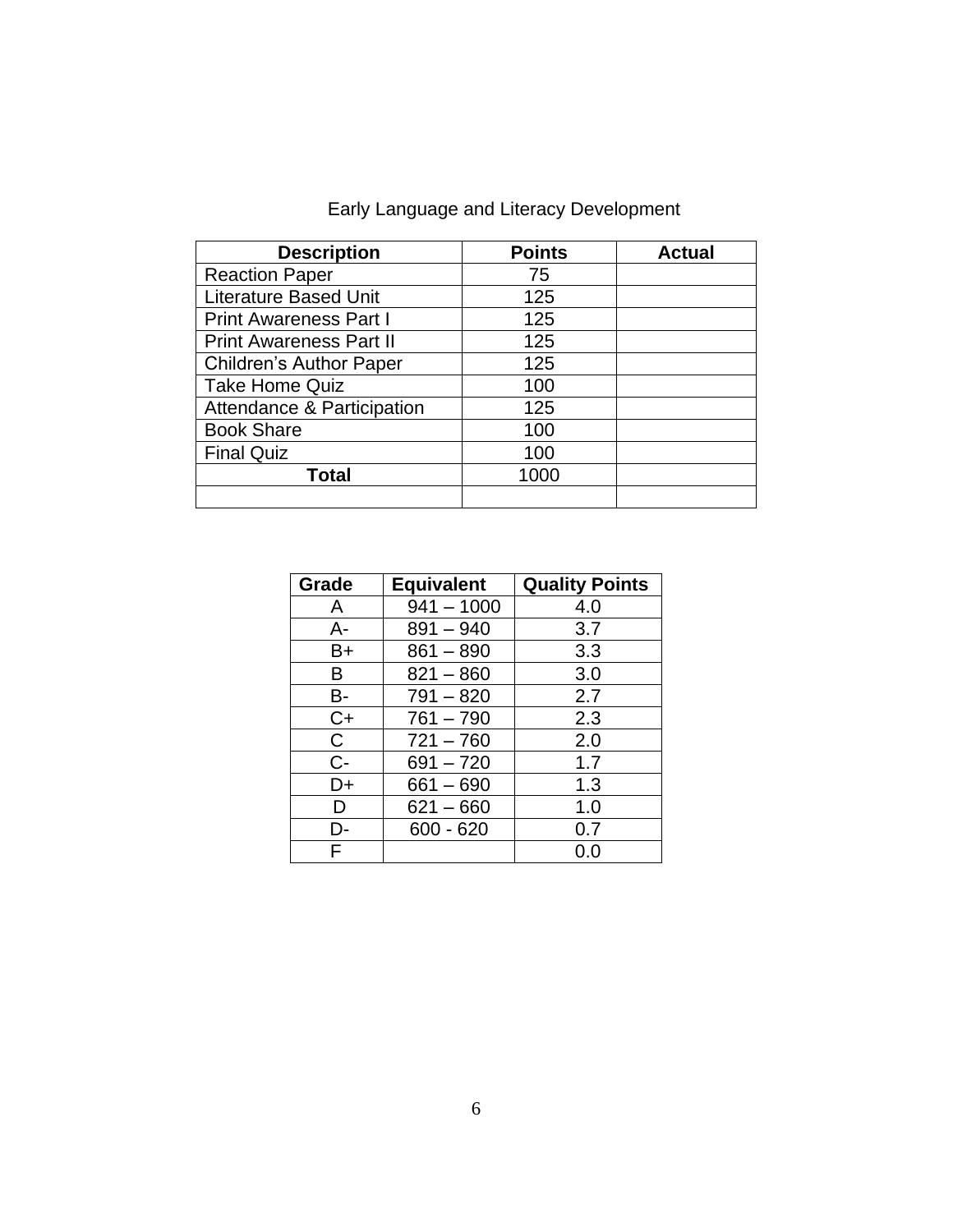Early Language and Literacy Development

| Description | Points | Actual |
| --- | --- | --- |
| Reaction Paper | 75 | |
| Literature Based Unit | 125 | |
| Print Awareness Part I | 125 | |
| Print Awareness Part II | 125 | |
| Children's Author Paper | 125 | |
| Take Home Quiz | 100 | |
| Attendance & Participation | 125 | |
| Book Share | 100 | |
| Final Quiz | 100 | |
| **Total** | 1000 | |
| | | |

| Grade | Equivalent | Quality Points |
| --- | --- | --- |
| A | 941 – 1000 | 4.0 |
| A- | 891 – 940 | 3.7 |
| B+ | 861 – 890 | 3.3 |
| B | 821 – 860 | 3.0 |
| B- | 791 – 820 | 2.7 |
| C+ | 761 – 790 | 2.3 |
| C | 721 – 760 | 2.0 |
| C- | 691 – 720 | 1.7 |
| D+ | 661 – 690 | 1.3 |
| D | 621 – 660 | 1.0 |
| D- | 600 - 620 | 0.7 |
| F | | 0.0 |